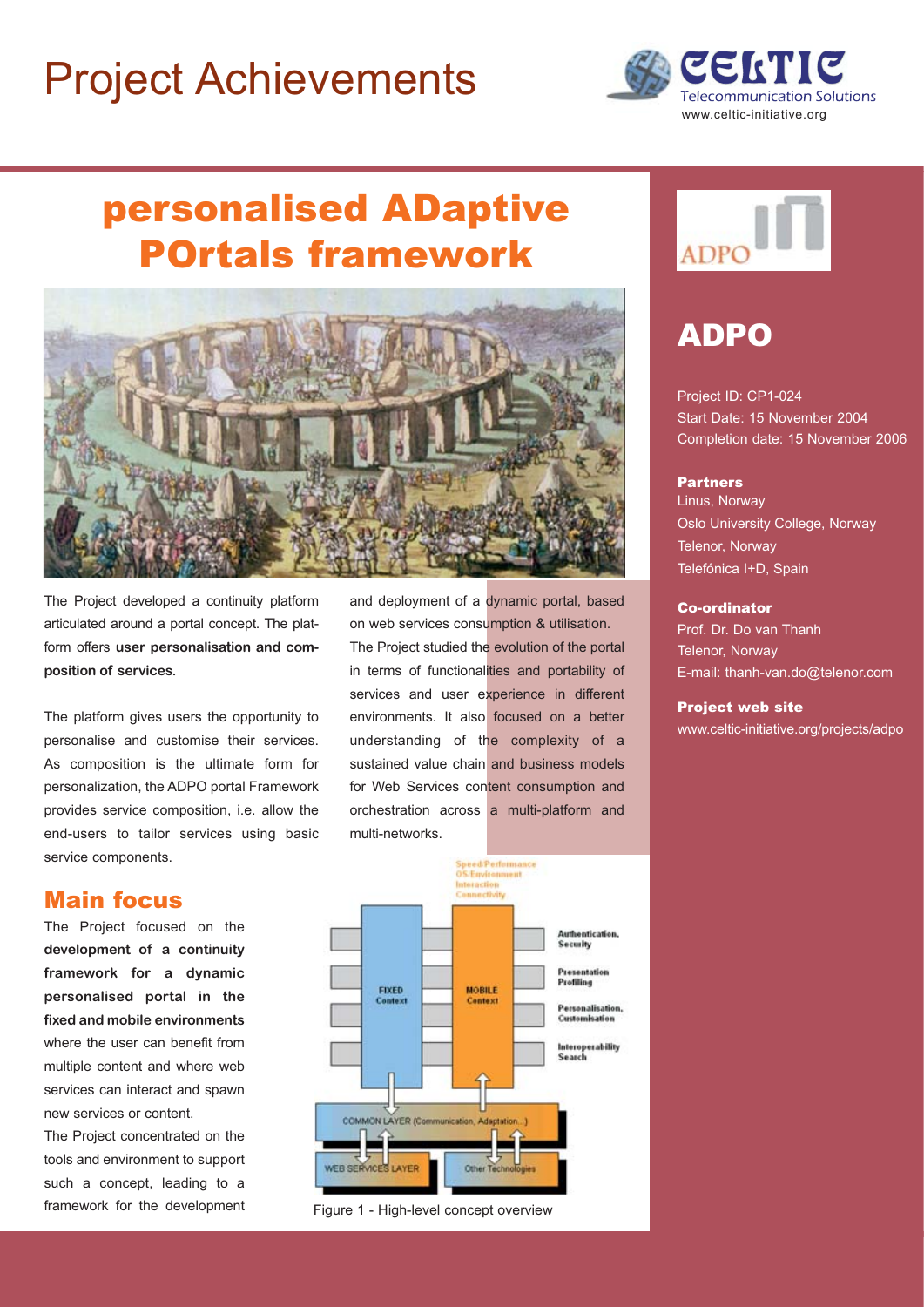# Project Achievements

# personalised ADaptive POrtals framework

The Project developed a continuity platform articulated around a portal concept. The platform offers **user personalisation and composition of services.**

The platform gives users the opportunity to personalise and customise their services. As composition is the ultimate form for personalization, the ADPO portal Framework provides service composition, i.e. allow the end-users to tailor services using basic service components.

## Main focus

The Project focused on the **development of a continuity framework for a dynamic personalised portal in the fixed and mobile environments** where the user can benefit from multiple content and where web services can interact and spawn new services or content.

The Project concentrated on the tools and environment to support such a concept, leading to a framework for the development and deployment of a dynamic portal, based on web services consumption & utilisation.

The Project studied the evolution of the portal in terms of functionalities and portability of services and user experience in different environments. It also focused on a better understanding of the complexity of a sustained value chain and business models for Web Services content consumption and orchestration across a multi-platform and multi-networks.

Speed/Performance
OS/Environment
Interaction
Connectivity

FIXED Context
MOBILE Context

Authentication, Security
Presentation Profiling
Personalisation, Customisation
Interoperability Search

COMMON LAYER (Communication, Adaptation...)
WEB SERVICES LAYER
Other Technologies

Figure 1 - High-level concept overview

## ADPO

Project ID: CP1-024
Start Date: 15 November 2004
Completion date: 15 November 2006

**Partners**
Linus, Norway
Oslo University College, Norway
Telenor, Norway
Telefónica I+D, Spain

**Co-ordinator**
Prof. Dr. Do van Thanh
Telenor, Norway
E-mail: thanh-van.do@telenor.com

**Project web site**
www.celtic-initiative.org/projects/adpo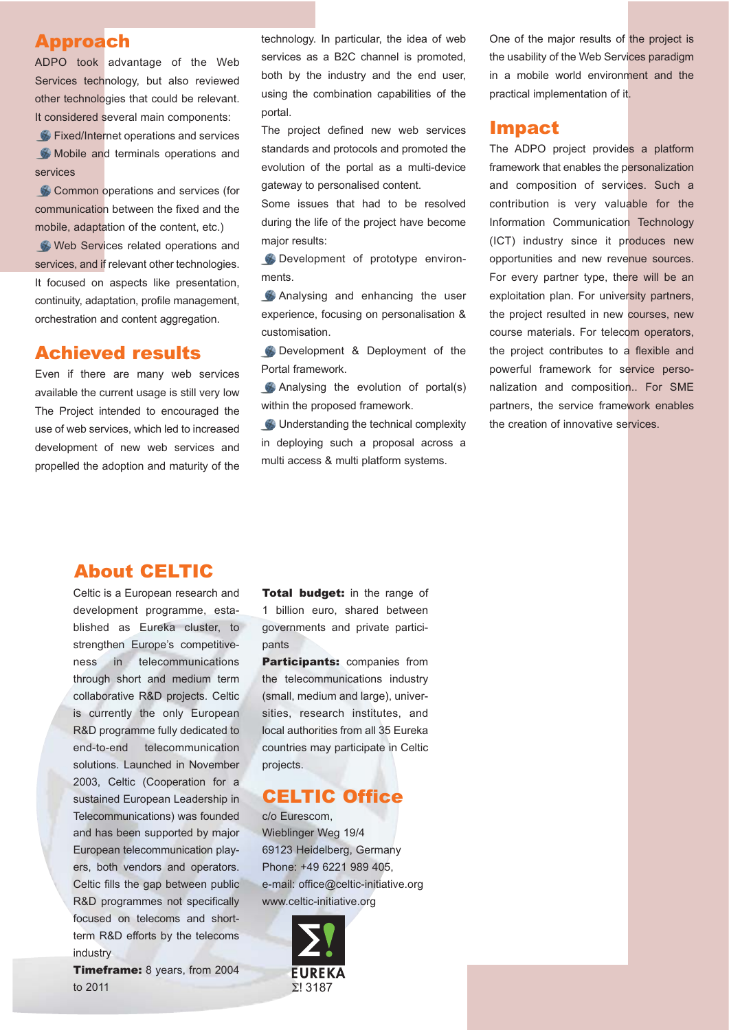## Approach

ADPO took advantage of the Web Services technology, but also reviewed other technologies that could be relevant. It considered several main components:

- Fixed/Internet operations and services
- Mobile and terminals operations and services
- Common operations and services (for communication between the fixed and the mobile, adaptation of the content, etc.)
- Web Services related operations and services, and if relevant other technologies.

It focused on aspects like presentation, continuity, adaptation, profile management, orchestration and content aggregation.

## Achieved results

Even if there are many web services available the current usage is still very low The Project intended to encouraged the use of web services, which led to increased development of new web services and propelled the adoption and maturity of the technology. In particular, the idea of web services as a B2C channel is promoted, both by the industry and the end user, using the combination capabilities of the portal.

The project defined new web services standards and protocols and promoted the evolution of the portal as a multi-device gateway to personalised content.

Some issues that had to be resolved during the life of the project have become major results:

- Development of prototype environments.
- Analysing and enhancing the user experience, focusing on personalisation & customisation.
- Development & Deployment of the Portal framework.
- Analysing the evolution of portal(s) within the proposed framework.
- Understanding the technical complexity in deploying such a proposal across a multi access & multi platform systems.

One of the major results of the project is the usability of the Web Services paradigm in a mobile world environment and the practical implementation of it.

## Impact

The ADPO project provides a platform framework that enables the personalization and composition of services. Such a contribution is very valuable for the Information Communication Technology (ICT) industry since it produces new opportunities and new revenue sources. For every partner type, there will be an exploitation plan. For university partners, the project resulted in new courses, new course materials. For telecom operators, the project contributes to a flexible and powerful framework for service personalization and composition.. For SME partners, the service framework enables the creation of innovative services.

## About CELTIC

Celtic is a European research and development programme, established as Eureka cluster, to strengthen Europe's competitiveness in telecommunications through short and medium term collaborative R&D projects. Celtic is currently the only European R&D programme fully dedicated to end-to-end telecommunication solutions. Launched in November 2003, Celtic (Cooperation for a sustained European Leadership in Telecommunications) was founded and has been supported by major European telecommunication players, both vendors and operators. Celtic fills the gap between public R&D programmes not specifically focused on telecoms and short-term R&D efforts by the telecoms industry

**Timeframe:** 8 years, from 2004 to 2011

**Total budget:** in the range of 1 billion euro, shared between governments and private participants

**Participants:** companies from the telecommunications industry (small, medium and large), universities, research institutes, and local authorities from all 35 Eureka countries may participate in Celtic projects.

## CELTIC Office

c/o Eurescom,
Wieblinger Weg 19/4
69123 Heidelberg, Germany
Phone: +49 6221 989 405,
e-mail: office@celtic-initiative.org
www.celtic-initiative.org

EUREKA
Σ! 3187